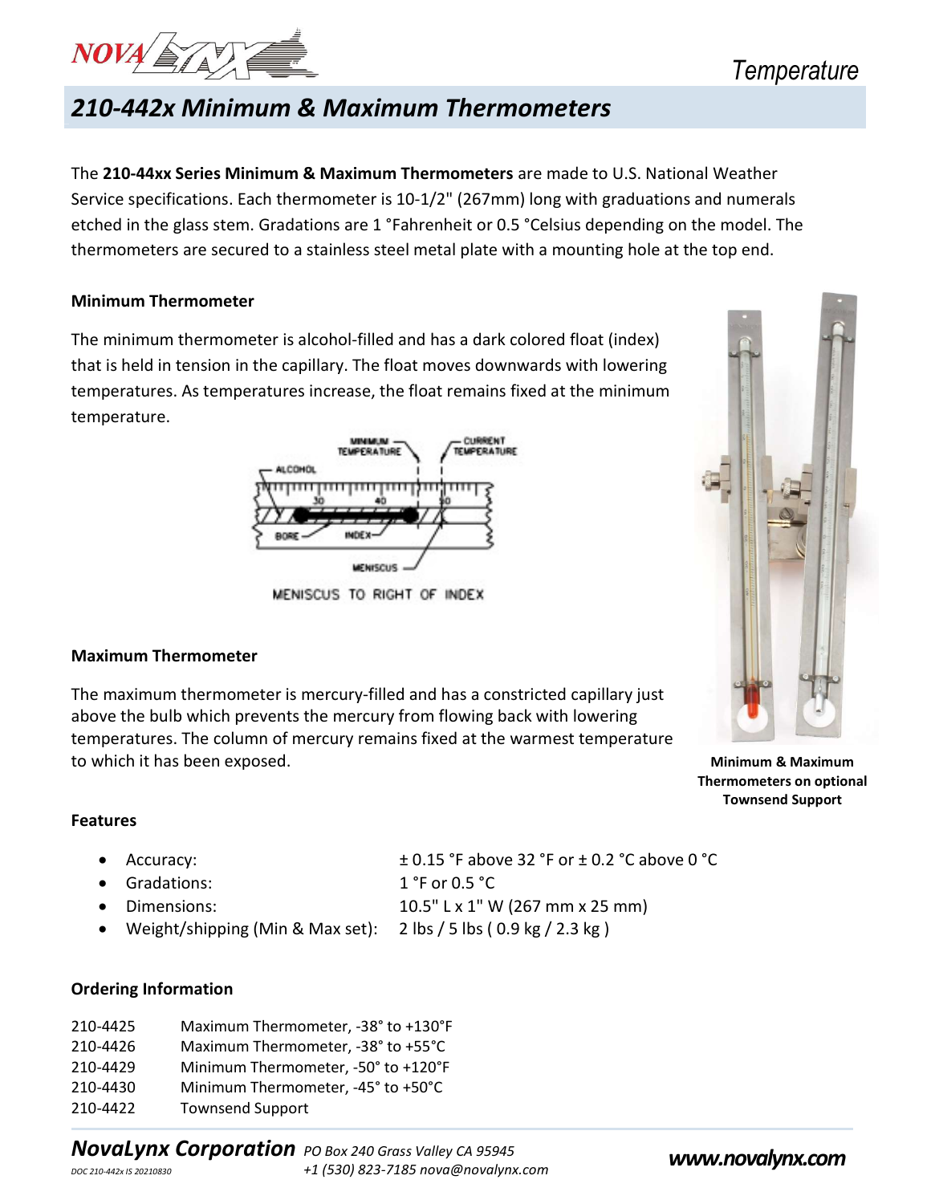# 210-442x Minimum & Maximum Thermometers

The **210-44xx Series Minimum & Maximum Thermometers** are made to U.S. National Weather Service specifications. Each thermometer is 10-1/2" (267mm) long with graduations and numerals etched in the glass stem. Gradations are 1 °Fahrenheit or 0.5 °Celsius depending on the model. The thermometers are secured to a stainless steel metal plate with a mounting hole at the top end.

### Minimum Thermometer

The minimum thermometer is alcohol-filled and has a dark colored float (index) that is held in tension in the capillary. The float moves downwards with lowering temperatures. As temperatures increase, the float remains fixed at the minimum temperature.

MENISCUS TO RIGHT OF INDEX

### Maximum Thermometer

The maximum thermometer is mercury-filled and has a constricted capillary just above the bulb which prevents the mercury from flowing back with lowering temperatures. The column of mercury remains fixed at the warmest temperature to which it has been exposed.

**Minimum & Maximum Thermometers on optional Townsend Support**

### Features

- Accuracy: ± 0.15 °F above 32 °F or ± 0.2 °C above 0 °C
- Gradations: 1 °F or 0.5 °C
- Dimensions: 10.5" L x 1" W (267 mm x 25 mm)
- Weight/shipping (Min & Max set): 2 lbs / 5 lbs ( 0.9 kg / 2.3 kg )

### Ordering Information

| | |
|---|---|
| 210-4425 | Maximum Thermometer, -38° to +130°F |
| 210-4426 | Maximum Thermometer, -38° to +55°C |
| 210-4429 | Minimum Thermometer, -50° to +120°F |
| 210-4430 | Minimum Thermometer, -45° to +50°C |
| 210-4422 | Townsend Support |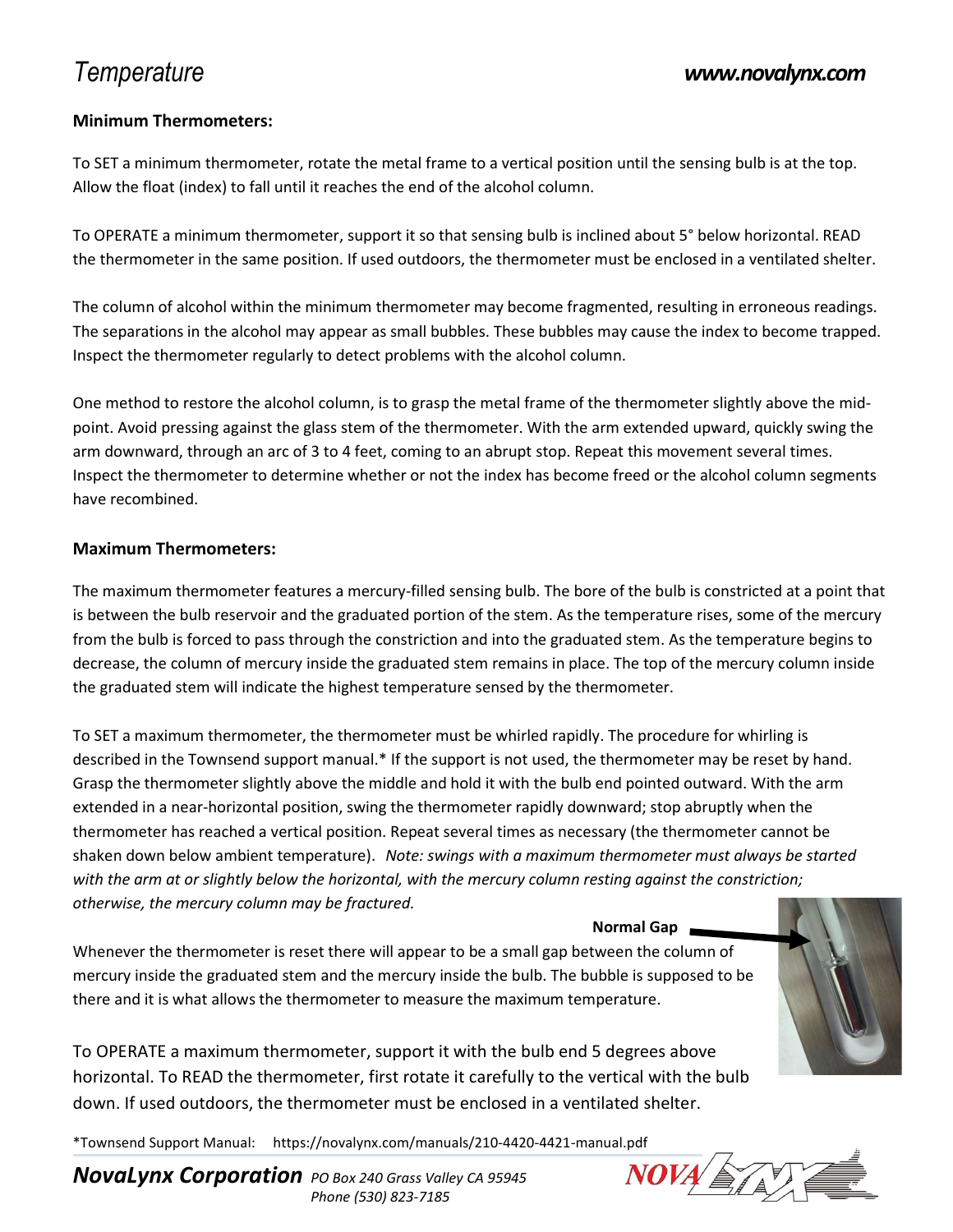## Minimum Thermometers:

To SET a minimum thermometer, rotate the metal frame to a vertical position until the sensing bulb is at the top. Allow the float (index) to fall until it reaches the end of the alcohol column.

To OPERATE a minimum thermometer, support it so that sensing bulb is inclined about 5° below horizontal. READ the thermometer in the same position. If used outdoors, the thermometer must be enclosed in a ventilated shelter.

The column of alcohol within the minimum thermometer may become fragmented, resulting in erroneous readings. The separations in the alcohol may appear as small bubbles. These bubbles may cause the index to become trapped. Inspect the thermometer regularly to detect problems with the alcohol column.

One method to restore the alcohol column, is to grasp the metal frame of the thermometer slightly above the mid-point. Avoid pressing against the glass stem of the thermometer. With the arm extended upward, quickly swing the arm downward, through an arc of 3 to 4 feet, coming to an abrupt stop. Repeat this movement several times. Inspect the thermometer to determine whether or not the index has become freed or the alcohol column segments have recombined.

## Maximum Thermometers:

The maximum thermometer features a mercury-filled sensing bulb. The bore of the bulb is constricted at a point that is between the bulb reservoir and the graduated portion of the stem. As the temperature rises, some of the mercury from the bulb is forced to pass through the constriction and into the graduated stem. As the temperature begins to decrease, the column of mercury inside the graduated stem remains in place. The top of the mercury column inside the graduated stem will indicate the highest temperature sensed by the thermometer.

To SET a maximum thermometer, the thermometer must be whirled rapidly. The procedure for whirling is described in the Townsend support manual.* If the support is not used, the thermometer may be reset by hand. Grasp the thermometer slightly above the middle and hold it with the bulb end pointed outward. With the arm extended in a near-horizontal position, swing the thermometer rapidly downward; stop abruptly when the thermometer has reached a vertical position. Repeat several times as necessary (the thermometer cannot be shaken down below ambient temperature). *Note: swings with a maximum thermometer must always be started with the arm at or slightly below the horizontal, with the mercury column resting against the constriction; otherwise, the mercury column may be fractured.*

Normal Gap

Whenever the thermometer is reset there will appear to be a small gap between the column of mercury inside the graduated stem and the mercury inside the bulb. The bubble is supposed to be there and it is what allows the thermometer to measure the maximum temperature.

To OPERATE a maximum thermometer, support it with the bulb end 5 degrees above horizontal. To READ the thermometer, first rotate it carefully to the vertical with the bulb down. If used outdoors, the thermometer must be enclosed in a ventilated shelter.

*Townsend Support Manual: https://novalynx.com/manuals/210-4420-4421-manual.pdf